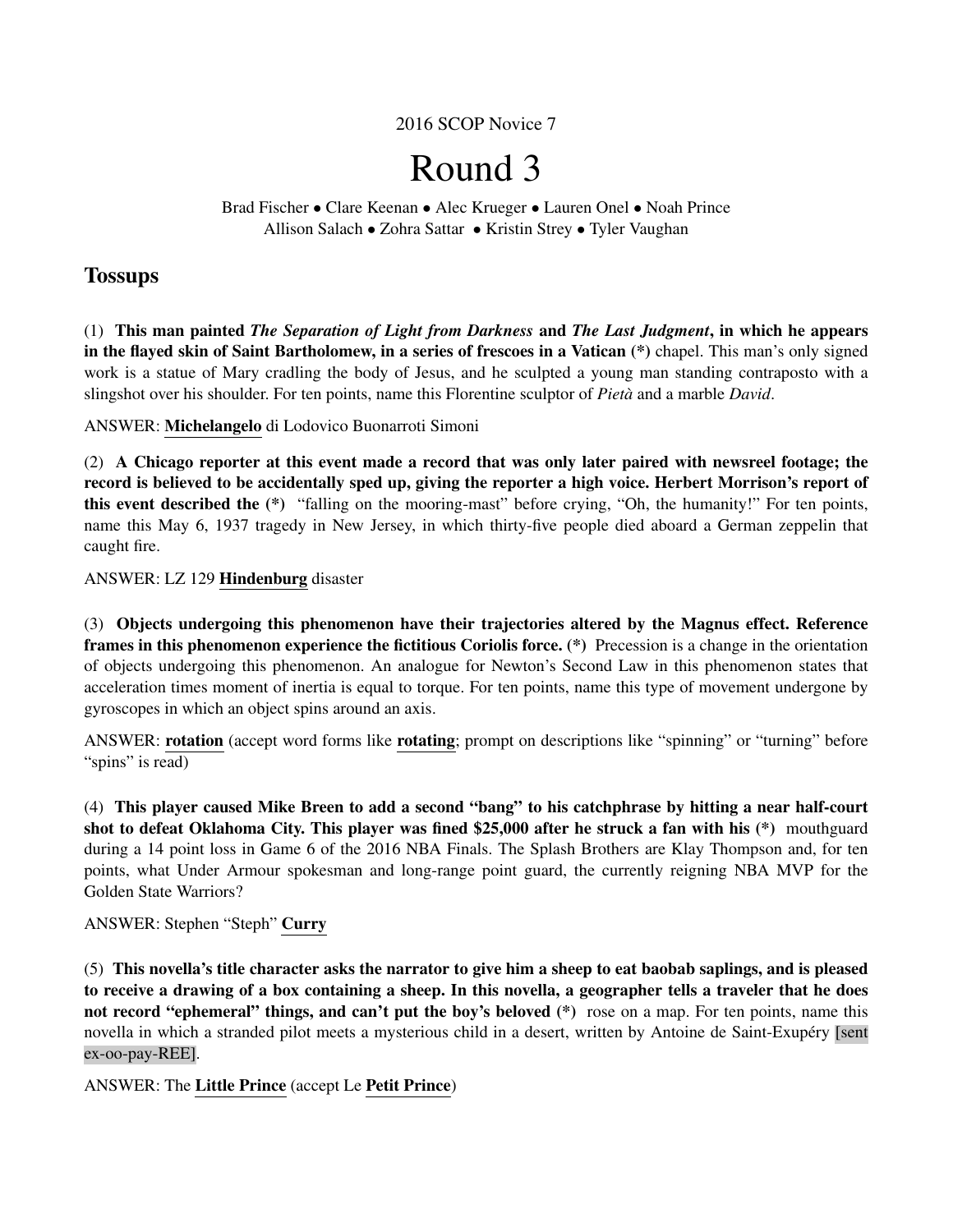2016 SCOP Novice 7

# Round 3

Brad Fischer • Clare Keenan • Alec Krueger • Lauren Onel • Noah Prince
Allison Salach • Zohra Sattar • Kristin Strey • Tyler Vaughan

## Tossups

(1) **This man painted *The Separation of Light from Darkness* and *The Last Judgment*, in which he appears in the flayed skin of Saint Bartholomew, in a series of frescoes in a Vatican (*)** chapel. This man's only signed work is a statue of Mary cradling the body of Jesus, and he sculpted a young man standing contraposto with a slingshot over his shoulder. For ten points, name this Florentine sculptor of *Pietà* and a marble *David*.

ANSWER: **Michelangelo** di Lodovico Buonarroti Simoni

(2) **A Chicago reporter at this event made a record that was only later paired with newsreel footage; the record is believed to be accidentally sped up, giving the reporter a high voice. Herbert Morrison's report of this event described the (*)** "falling on the mooring-mast" before crying, "Oh, the humanity!" For ten points, name this May 6, 1937 tragedy in New Jersey, in which thirty-five people died aboard a German zeppelin that caught fire.

ANSWER: LZ 129 **Hindenburg** disaster

(3) **Objects undergoing this phenomenon have their trajectories altered by the Magnus effect. Reference frames in this phenomenon experience the fictitious Coriolis force. (*)** Precession is a change in the orientation of objects undergoing this phenomenon. An analogue for Newton's Second Law in this phenomenon states that acceleration times moment of inertia is equal to torque. For ten points, name this type of movement undergone by gyroscopes in which an object spins around an axis.

ANSWER: **rotation** (accept word forms like **rotating**; prompt on descriptions like "spinning" or "turning" before "spins" is read)

(4) **This player caused Mike Breen to add a second "bang" to his catchphrase by hitting a near half-court shot to defeat Oklahoma City. This player was fined $25,000 after he struck a fan with his (*)** mouthguard during a 14 point loss in Game 6 of the 2016 NBA Finals. The Splash Brothers are Klay Thompson and, for ten points, what Under Armour spokesman and long-range point guard, the currently reigning NBA MVP for the Golden State Warriors?

ANSWER: Stephen "Steph" **Curry**

(5) **This novella's title character asks the narrator to give him a sheep to eat baobab saplings, and is pleased to receive a drawing of a box containing a sheep. In this novella, a geographer tells a traveler that he does not record "ephemeral" things, and can't put the boy's beloved (*)** rose on a map. For ten points, name this novella in which a stranded pilot meets a mysterious child in a desert, written by Antoine de Saint-Exupéry [sent ex-oo-pay-REE].

ANSWER: The **Little Prince** (accept Le **Petit Prince**)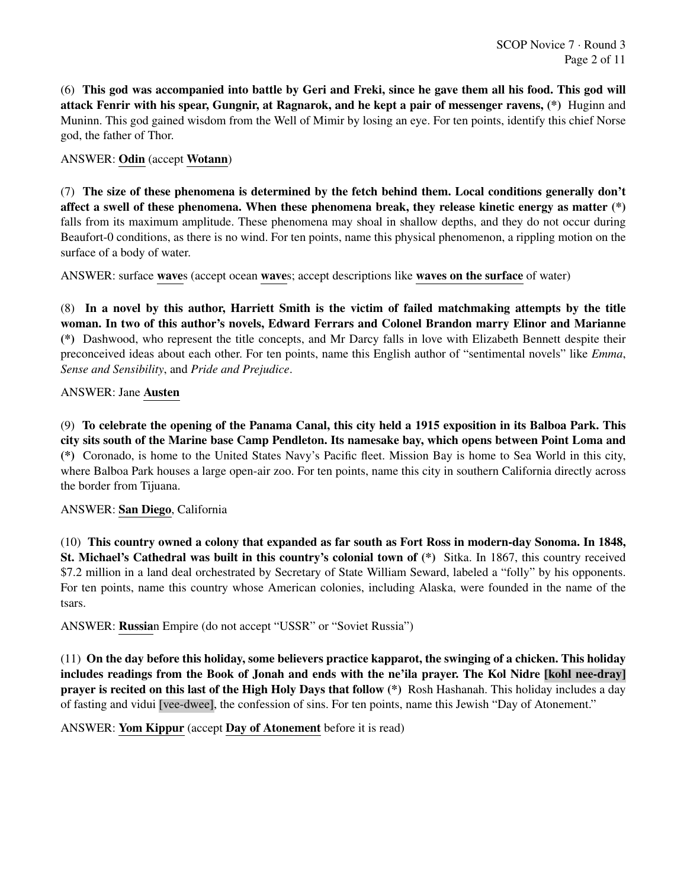(6) **This god was accompanied into battle by Geri and Freki, since he gave them all his food. This god will attack Fenrir with his spear, Gungnir, at Ragnarok, and he kept a pair of messenger ravens, (*)** Huginn and Muninn. This god gained wisdom from the Well of Mimir by losing an eye. For ten points, identify this chief Norse god, the father of Thor.

ANSWER: **Odin** (accept **Wotann**)

(7) **The size of these phenomena is determined by the fetch behind them. Local conditions generally don't affect a swell of these phenomena. When these phenomena break, they release kinetic energy as matter (*)** falls from its maximum amplitude. These phenomena may shoal in shallow depths, and they do not occur during Beaufort-0 conditions, as there is no wind. For ten points, name this physical phenomenon, a rippling motion on the surface of a body of water.

ANSWER: surface **wave**s (accept ocean **wave**s; accept descriptions like **waves on the surface** of water)

(8) **In a novel by this author, Harriett Smith is the victim of failed matchmaking attempts by the title woman. In two of this author's novels, Edward Ferrars and Colonel Brandon marry Elinor and Marianne (*)** Dashwood, who represent the title concepts, and Mr Darcy falls in love with Elizabeth Bennett despite their preconceived ideas about each other. For ten points, name this English author of "sentimental novels" like *Emma*, *Sense and Sensibility*, and *Pride and Prejudice*.

ANSWER: Jane **Austen**

(9) **To celebrate the opening of the Panama Canal, this city held a 1915 exposition in its Balboa Park. This city sits south of the Marine base Camp Pendleton. Its namesake bay, which opens between Point Loma and (*)** Coronado, is home to the United States Navy's Pacific fleet. Mission Bay is home to Sea World in this city, where Balboa Park houses a large open-air zoo. For ten points, name this city in southern California directly across the border from Tijuana.

ANSWER: **San Diego**, California

(10) **This country owned a colony that expanded as far south as Fort Ross in modern-day Sonoma. In 1848, St. Michael's Cathedral was built in this country's colonial town of (*)** Sitka. In 1867, this country received $7.2 million in a land deal orchestrated by Secretary of State William Seward, labeled a "folly" by his opponents. For ten points, name this country whose American colonies, including Alaska, were founded in the name of the tsars.

ANSWER: **Russia**n Empire (do not accept "USSR" or "Soviet Russia")

(11) **On the day before this holiday, some believers practice kapparot, the swinging of a chicken. This holiday includes readings from the Book of Jonah and ends with the ne'ila prayer. The Kol Nidre [kohl nee-dray] prayer is recited on this last of the High Holy Days that follow (*)** Rosh Hashanah. This holiday includes a day of fasting and vidui [vee-dwee], the confession of sins. For ten points, name this Jewish "Day of Atonement."

ANSWER: **Yom Kippur** (accept **Day of Atonement** before it is read)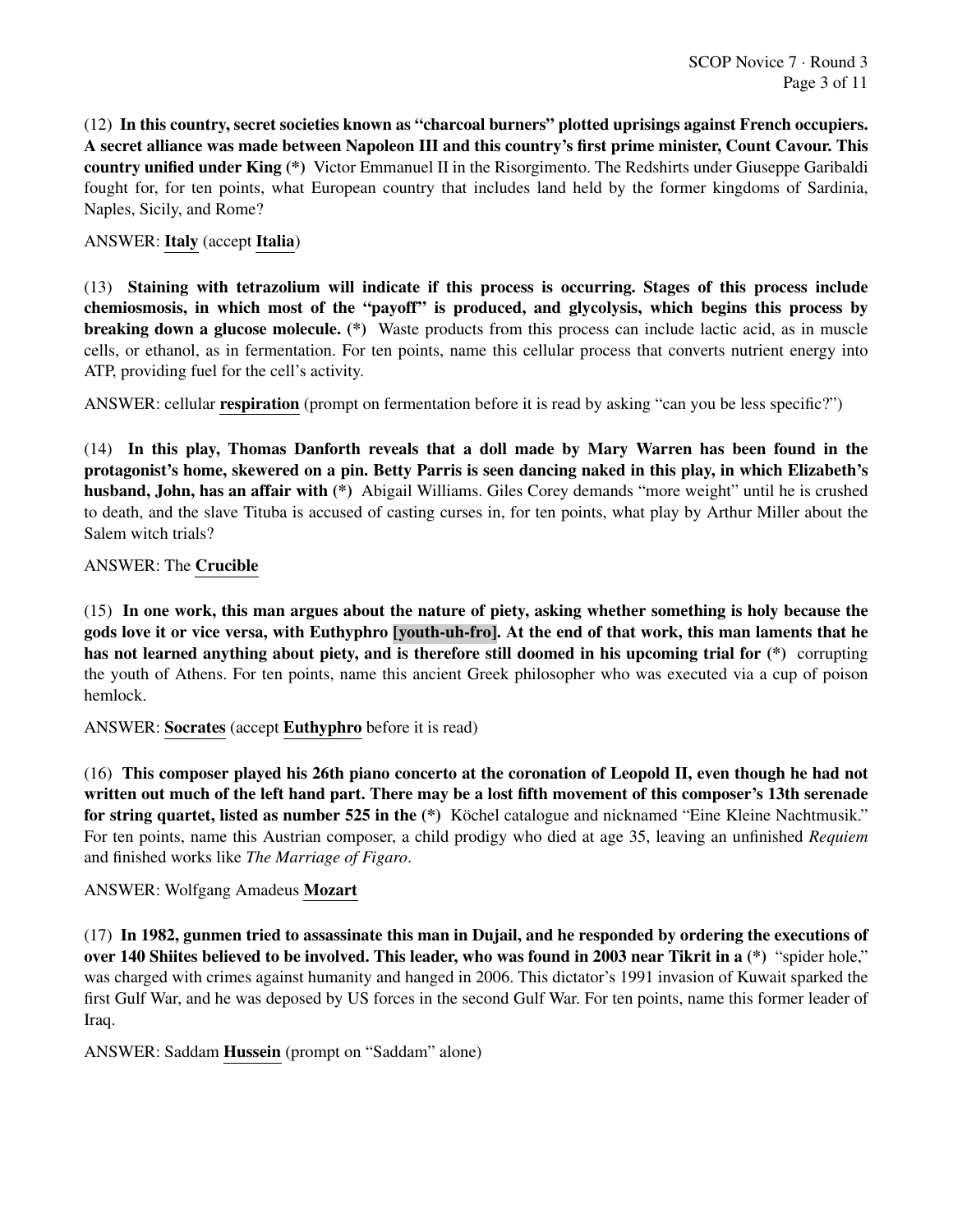(12) **In this country, secret societies known as "charcoal burners" plotted uprisings against French occupiers. A secret alliance was made between Napoleon III and this country's first prime minister, Count Cavour. This country unified under King (*)** Victor Emmanuel II in the Risorgimento. The Redshirts under Giuseppe Garibaldi fought for, for ten points, what European country that includes land held by the former kingdoms of Sardinia, Naples, Sicily, and Rome?

ANSWER: **Italy** (accept **Italia**)

(13) **Staining with tetrazolium will indicate if this process is occurring. Stages of this process include chemiosmosis, in which most of the "payoff" is produced, and glycolysis, which begins this process by breaking down a glucose molecule. (*)** Waste products from this process can include lactic acid, as in muscle cells, or ethanol, as in fermentation. For ten points, name this cellular process that converts nutrient energy into ATP, providing fuel for the cell's activity.

ANSWER: cellular **respiration** (prompt on fermentation before it is read by asking "can you be less specific?")

(14) **In this play, Thomas Danforth reveals that a doll made by Mary Warren has been found in the protagonist's home, skewered on a pin. Betty Parris is seen dancing naked in this play, in which Elizabeth's husband, John, has an affair with (*)** Abigail Williams. Giles Corey demands "more weight" until he is crushed to death, and the slave Tituba is accused of casting curses in, for ten points, what play by Arthur Miller about the Salem witch trials?

ANSWER: The **Crucible**

(15) **In one work, this man argues about the nature of piety, asking whether something is holy because the gods love it or vice versa, with Euthyphro [youth-uh-fro]. At the end of that work, this man laments that he has not learned anything about piety, and is therefore still doomed in his upcoming trial for (*)** corrupting the youth of Athens. For ten points, name this ancient Greek philosopher who was executed via a cup of poison hemlock.

ANSWER: **Socrates** (accept **Euthyphro** before it is read)

(16) **This composer played his 26th piano concerto at the coronation of Leopold II, even though he had not written out much of the left hand part. There may be a lost fifth movement of this composer's 13th serenade for string quartet, listed as number 525 in the (*)** Köchel catalogue and nicknamed "Eine Kleine Nachtmusik." For ten points, name this Austrian composer, a child prodigy who died at age 35, leaving an unfinished *Requiem* and finished works like *The Marriage of Figaro*.

ANSWER: Wolfgang Amadeus **Mozart**

(17) **In 1982, gunmen tried to assassinate this man in Dujail, and he responded by ordering the executions of over 140 Shiites believed to be involved. This leader, who was found in 2003 near Tikrit in a (*)** "spider hole," was charged with crimes against humanity and hanged in 2006. This dictator's 1991 invasion of Kuwait sparked the first Gulf War, and he was deposed by US forces in the second Gulf War. For ten points, name this former leader of Iraq.

ANSWER: Saddam **Hussein** (prompt on "Saddam" alone)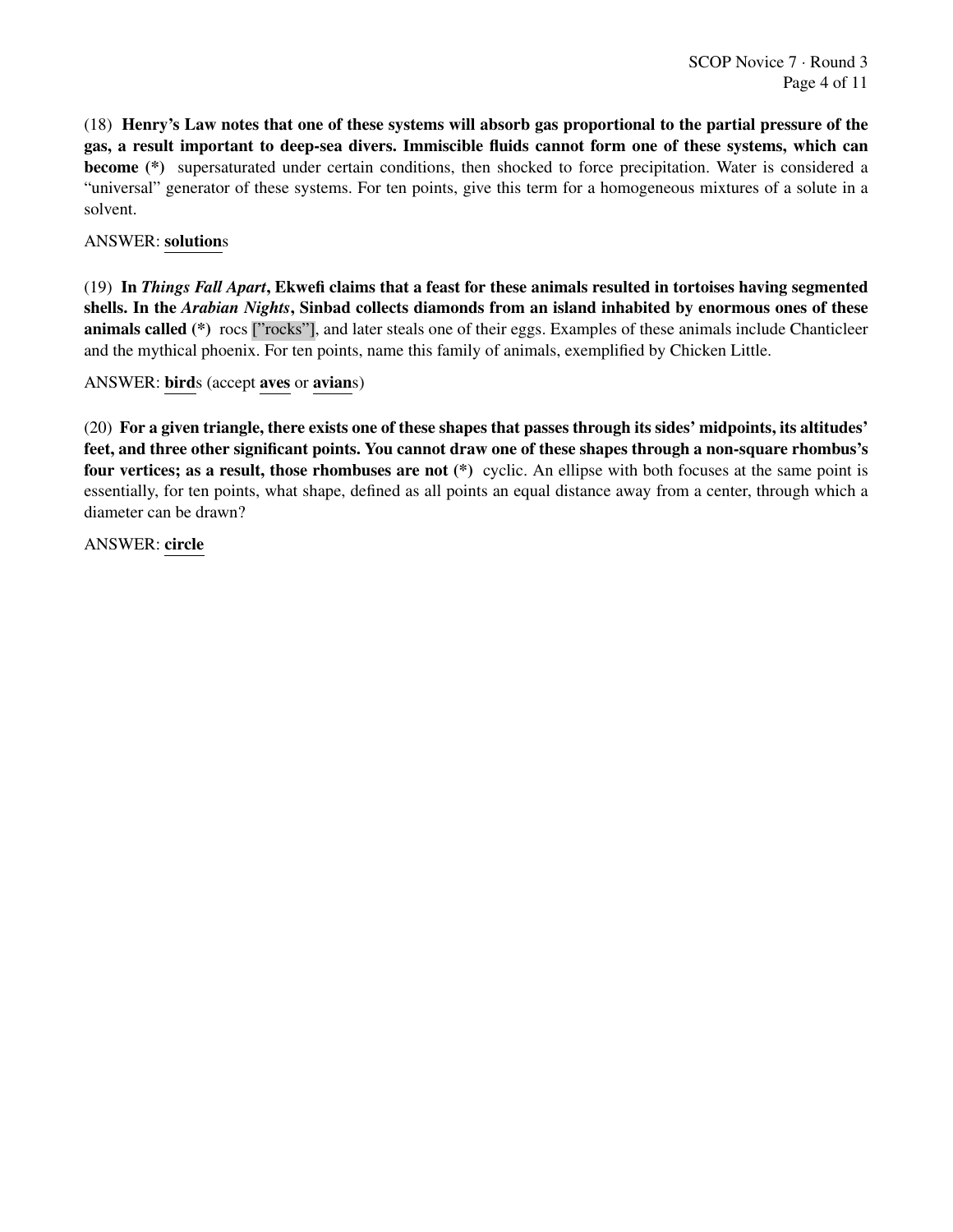(18) **Henry's Law notes that one of these systems will absorb gas proportional to the partial pressure of the gas, a result important to deep-sea divers. Immiscible fluids cannot form one of these systems, which can become (*)** supersaturated under certain conditions, then shocked to force precipitation. Water is considered a "universal" generator of these systems. For ten points, give this term for a homogeneous mixtures of a solute in a solvent.

ANSWER: **<u>solution</u>**s

(19) **In *Things Fall Apart*, Ekwefi claims that a feast for these animals resulted in tortoises having segmented shells. In the *Arabian Nights*, Sinbad collects diamonds from an island inhabited by enormous ones of these animals called (*)** rocs ["rocks"], and later steals one of their eggs. Examples of these animals include Chanticleer and the mythical phoenix. For ten points, name this family of animals, exemplified by Chicken Little.

ANSWER: **<u>bird</u>**s (accept **<u>aves</u>** or **<u>avian</u>**s)

(20) **For a given triangle, there exists one of these shapes that passes through its sides' midpoints, its altitudes' feet, and three other significant points. You cannot draw one of these shapes through a non-square rhombus's four vertices; as a result, those rhombuses are not (*)** cyclic. An ellipse with both focuses at the same point is essentially, for ten points, what shape, defined as all points an equal distance away from a center, through which a diameter can be drawn?

ANSWER: **<u>circle</u>**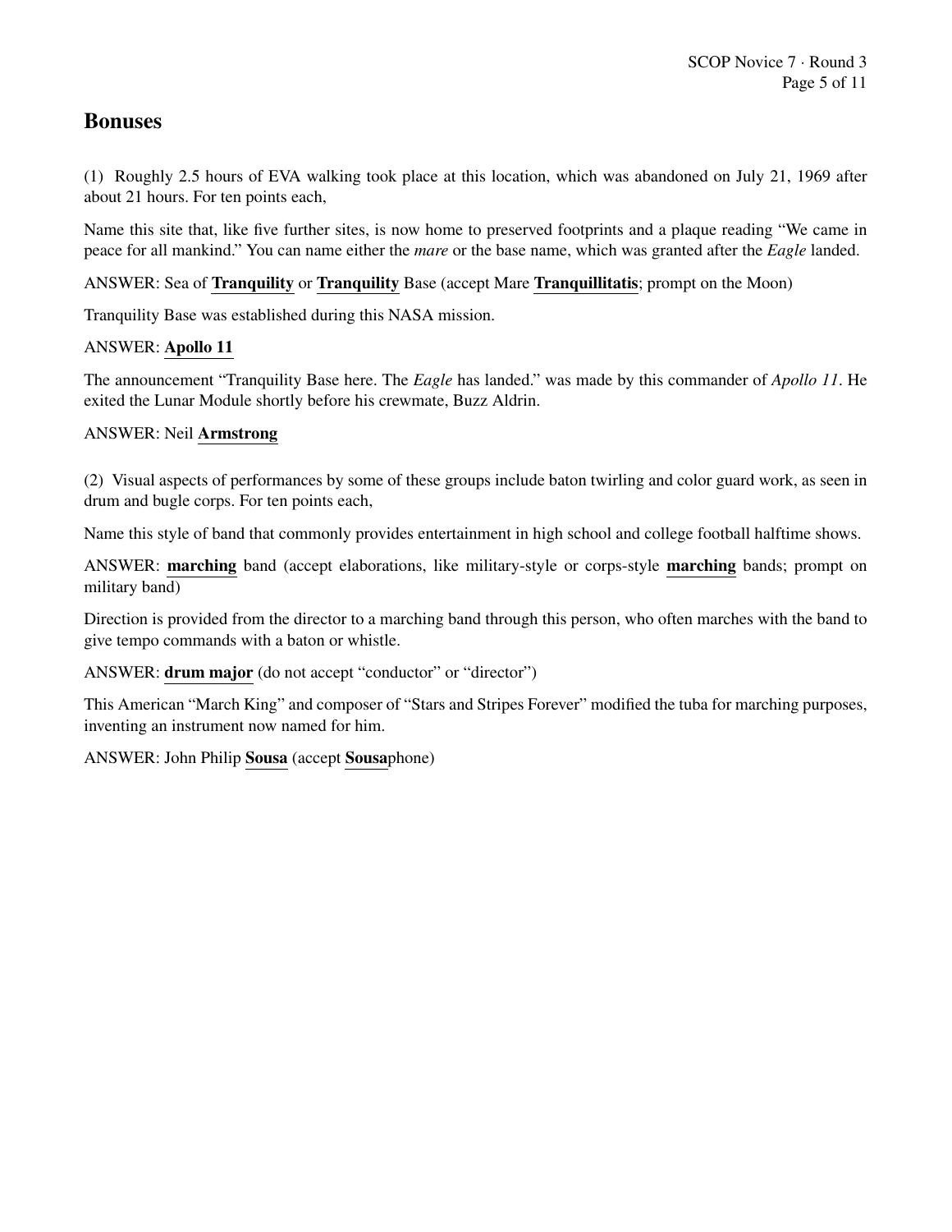## Bonuses

(1) Roughly 2.5 hours of EVA walking took place at this location, which was abandoned on July 21, 1969 after about 21 hours. For ten points each,

Name this site that, like five further sites, is now home to preserved footprints and a plaque reading "We came in peace for all mankind." You can name either the *mare* or the base name, which was granted after the *Eagle* landed.

ANSWER: Sea of **Tranquility** or **Tranquility** Base (accept Mare **Tranquillitatis**; prompt on the Moon)

Tranquility Base was established during this NASA mission.

ANSWER: **Apollo 11**

The announcement "Tranquility Base here. The *Eagle* has landed." was made by this commander of *Apollo 11*. He exited the Lunar Module shortly before his crewmate, Buzz Aldrin.

ANSWER: Neil **Armstrong**

(2) Visual aspects of performances by some of these groups include baton twirling and color guard work, as seen in drum and bugle corps. For ten points each,

Name this style of band that commonly provides entertainment in high school and college football halftime shows.

ANSWER: **marching** band (accept elaborations, like military-style or corps-style **marching** bands; prompt on military band)

Direction is provided from the director to a marching band through this person, who often marches with the band to give tempo commands with a baton or whistle.

ANSWER: **drum major** (do not accept "conductor" or "director")

This American "March King" and composer of "Stars and Stripes Forever" modified the tuba for marching purposes, inventing an instrument now named for him.

ANSWER: John Philip **Sousa** (accept **Sousa**phone)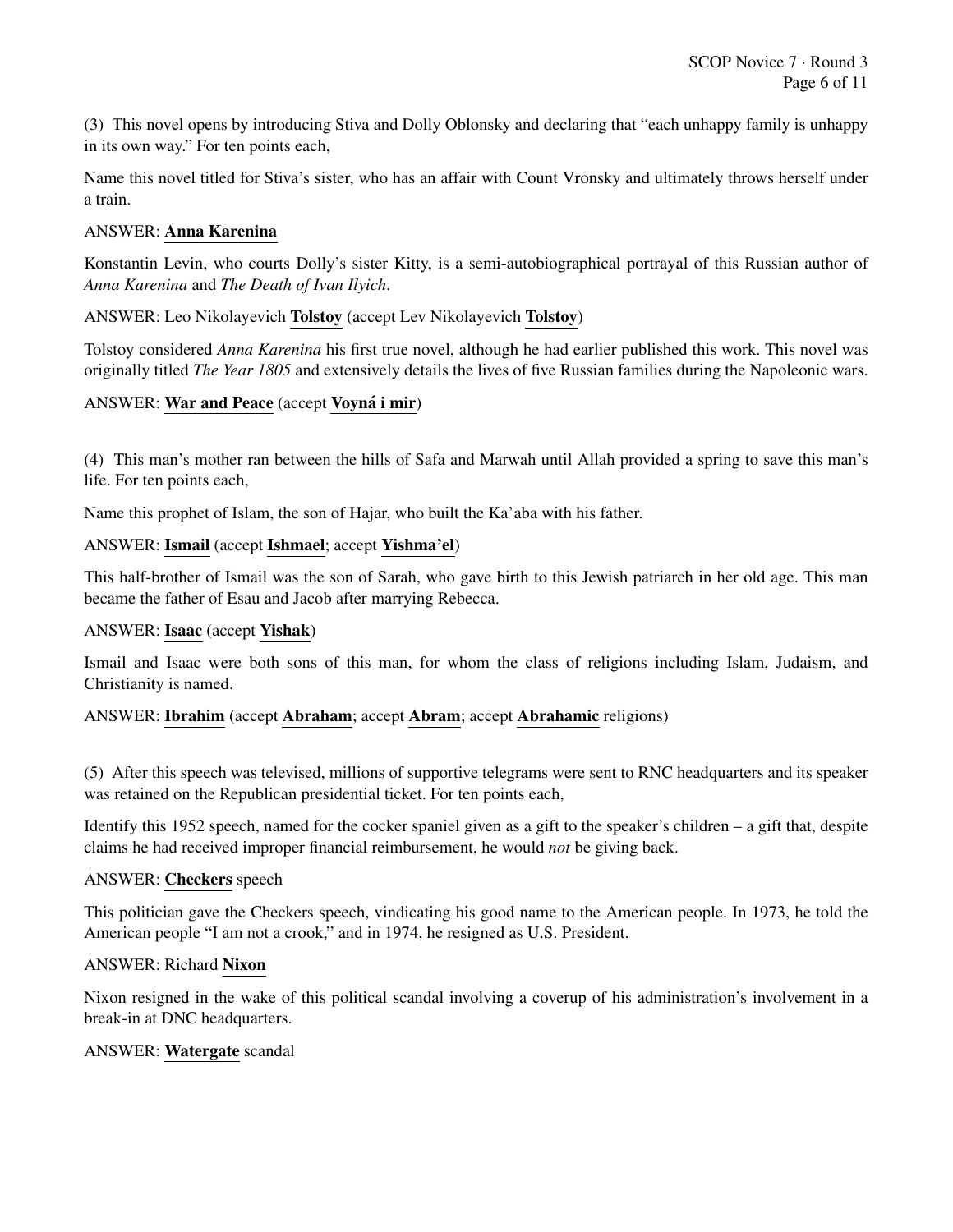(3) This novel opens by introducing Stiva and Dolly Oblonsky and declaring that "each unhappy family is unhappy in its own way." For ten points each,

Name this novel titled for Stiva's sister, who has an affair with Count Vronsky and ultimately throws herself under a train.

ANSWER: **Anna Karenina**

Konstantin Levin, who courts Dolly's sister Kitty, is a semi-autobiographical portrayal of this Russian author of *Anna Karenina* and *The Death of Ivan Ilyich*.

ANSWER: Leo Nikolayevich **Tolstoy** (accept Lev Nikolayevich **Tolstoy**)

Tolstoy considered *Anna Karenina* his first true novel, although he had earlier published this work. This novel was originally titled *The Year 1805* and extensively details the lives of five Russian families during the Napoleonic wars.

ANSWER: **War and Peace** (accept **Voyná i mir**)

(4) This man's mother ran between the hills of Safa and Marwah until Allah provided a spring to save this man's life. For ten points each,

Name this prophet of Islam, the son of Hajar, who built the Ka'aba with his father.

ANSWER: **Ismail** (accept **Ishmael**; accept **Yishma'el**)

This half-brother of Ismail was the son of Sarah, who gave birth to this Jewish patriarch in her old age. This man became the father of Esau and Jacob after marrying Rebecca.

ANSWER: **Isaac** (accept **Yishak**)

Ismail and Isaac were both sons of this man, for whom the class of religions including Islam, Judaism, and Christianity is named.

ANSWER: **Ibrahim** (accept **Abraham**; accept **Abram**; accept **Abrahamic** religions)

(5) After this speech was televised, millions of supportive telegrams were sent to RNC headquarters and its speaker was retained on the Republican presidential ticket. For ten points each,

Identify this 1952 speech, named for the cocker spaniel given as a gift to the speaker's children – a gift that, despite claims he had received improper financial reimbursement, he would *not* be giving back.

ANSWER: **Checkers** speech

This politician gave the Checkers speech, vindicating his good name to the American people. In 1973, he told the American people "I am not a crook," and in 1974, he resigned as U.S. President.

ANSWER: Richard **Nixon**

Nixon resigned in the wake of this political scandal involving a coverup of his administration's involvement in a break-in at DNC headquarters.

ANSWER: **Watergate** scandal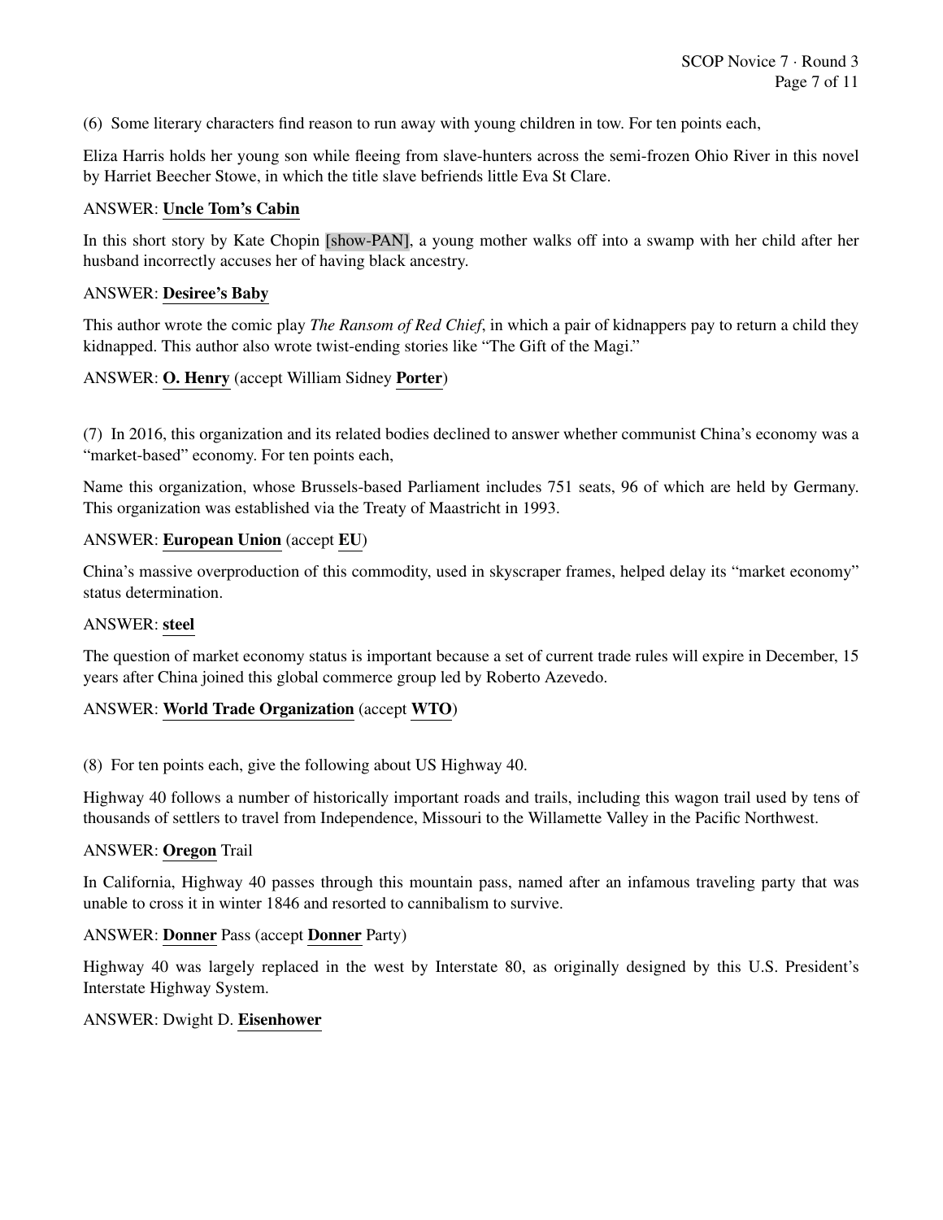(6) Some literary characters find reason to run away with young children in tow. For ten points each,

Eliza Harris holds her young son while fleeing from slave-hunters across the semi-frozen Ohio River in this novel by Harriet Beecher Stowe, in which the title slave befriends little Eva St Clare.

ANSWER: **Uncle Tom's Cabin**

In this short story by Kate Chopin [show-PAN], a young mother walks off into a swamp with her child after her husband incorrectly accuses her of having black ancestry.

ANSWER: **Desiree's Baby**

This author wrote the comic play *The Ransom of Red Chief*, in which a pair of kidnappers pay to return a child they kidnapped. This author also wrote twist-ending stories like "The Gift of the Magi."

ANSWER: **O. Henry** (accept William Sidney **Porter**)

(7) In 2016, this organization and its related bodies declined to answer whether communist China's economy was a "market-based" economy. For ten points each,

Name this organization, whose Brussels-based Parliament includes 751 seats, 96 of which are held by Germany. This organization was established via the Treaty of Maastricht in 1993.

ANSWER: **European Union** (accept **EU**)

China's massive overproduction of this commodity, used in skyscraper frames, helped delay its "market economy" status determination.

ANSWER: **steel**

The question of market economy status is important because a set of current trade rules will expire in December, 15 years after China joined this global commerce group led by Roberto Azevedo.

ANSWER: **World Trade Organization** (accept **WTO**)

(8) For ten points each, give the following about US Highway 40.

Highway 40 follows a number of historically important roads and trails, including this wagon trail used by tens of thousands of settlers to travel from Independence, Missouri to the Willamette Valley in the Pacific Northwest.

ANSWER: **Oregon** Trail

In California, Highway 40 passes through this mountain pass, named after an infamous traveling party that was unable to cross it in winter 1846 and resorted to cannibalism to survive.

ANSWER: **Donner** Pass (accept **Donner** Party)

Highway 40 was largely replaced in the west by Interstate 80, as originally designed by this U.S. President's Interstate Highway System.

ANSWER: Dwight D. **Eisenhower**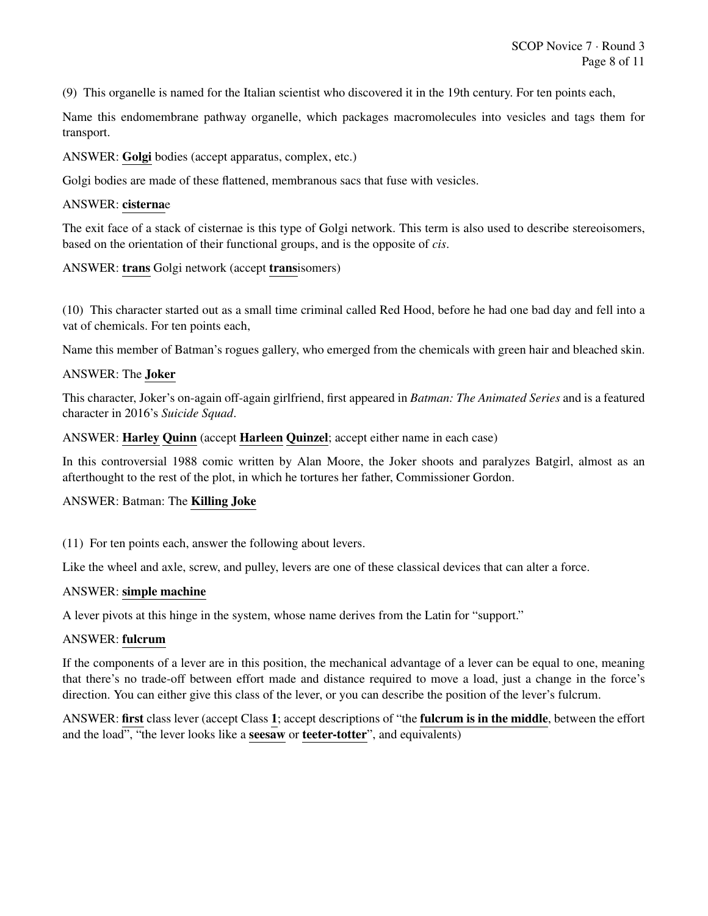(9) This organelle is named for the Italian scientist who discovered it in the 19th century. For ten points each,

Name this endomembrane pathway organelle, which packages macromolecules into vesicles and tags them for transport.

ANSWER: **Golgi** bodies (accept apparatus, complex, etc.)

Golgi bodies are made of these flattened, membranous sacs that fuse with vesicles.

ANSWER: **cisterna**e

The exit face of a stack of cisternae is this type of Golgi network. This term is also used to describe stereoisomers, based on the orientation of their functional groups, and is the opposite of *cis*.

ANSWER: **trans** Golgi network (accept **trans**isomers)

(10) This character started out as a small time criminal called Red Hood, before he had one bad day and fell into a vat of chemicals. For ten points each,

Name this member of Batman's rogues gallery, who emerged from the chemicals with green hair and bleached skin.

ANSWER: The **Joker**

This character, Joker's on-again off-again girlfriend, first appeared in *Batman: The Animated Series* and is a featured character in 2016's *Suicide Squad*.

ANSWER: **Harley Quinn** (accept **Harleen Quinzel**; accept either name in each case)

In this controversial 1988 comic written by Alan Moore, the Joker shoots and paralyzes Batgirl, almost as an afterthought to the rest of the plot, in which he tortures her father, Commissioner Gordon.

ANSWER: Batman: The **Killing Joke**

(11) For ten points each, answer the following about levers.

Like the wheel and axle, screw, and pulley, levers are one of these classical devices that can alter a force.

ANSWER: **simple machine**

A lever pivots at this hinge in the system, whose name derives from the Latin for "support."

ANSWER: **fulcrum**

If the components of a lever are in this position, the mechanical advantage of a lever can be equal to one, meaning that there's no trade-off between effort made and distance required to move a load, just a change in the force's direction. You can either give this class of the lever, or you can describe the position of the lever's fulcrum.

ANSWER: **first** class lever (accept Class **1**; accept descriptions of "the **fulcrum is in the middle**, between the effort and the load", "the lever looks like a **seesaw** or **teeter-totter**", and equivalents)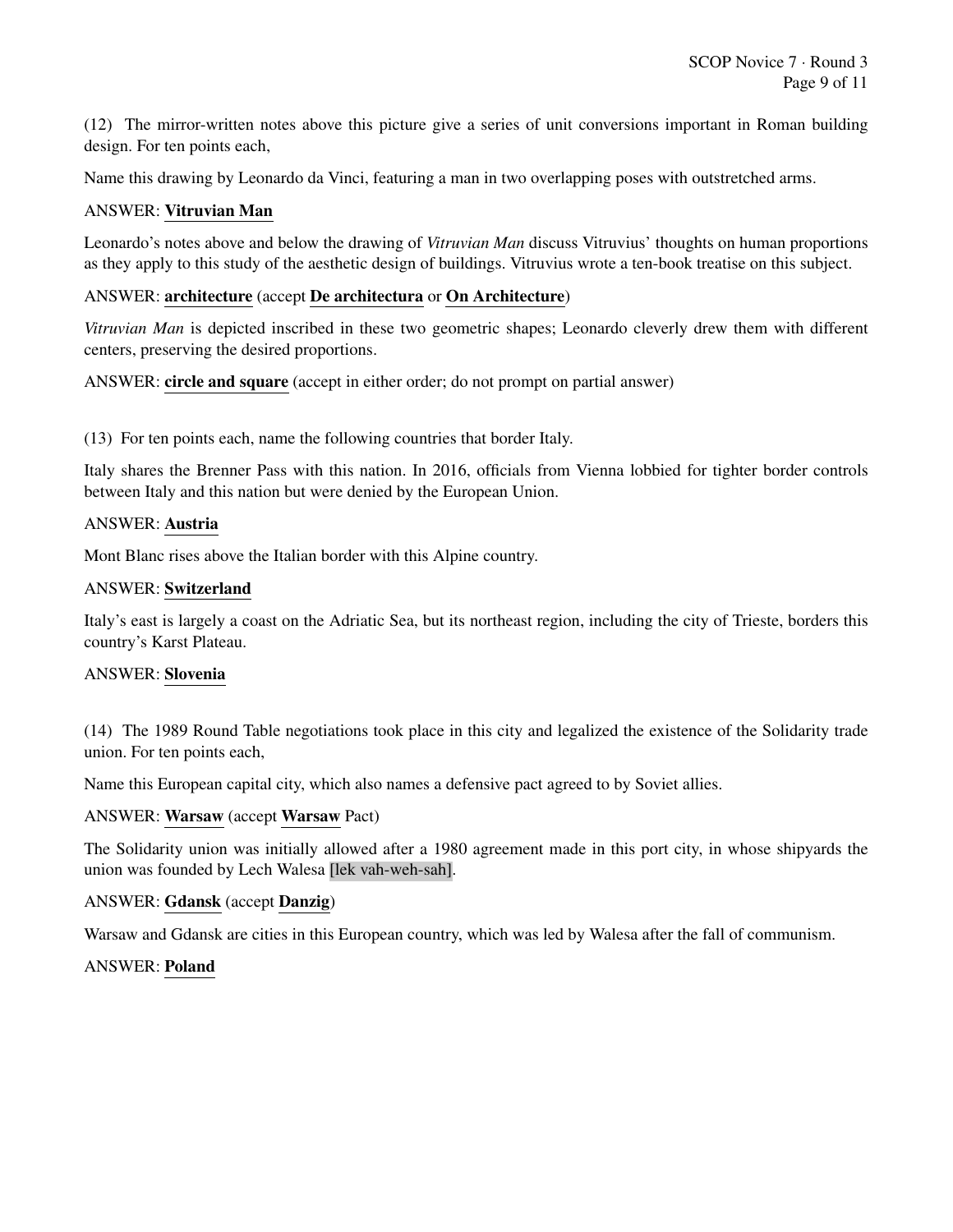(12) The mirror-written notes above this picture give a series of unit conversions important in Roman building design. For ten points each,

Name this drawing by Leonardo da Vinci, featuring a man in two overlapping poses with outstretched arms.

ANSWER: **Vitruvian Man**

Leonardo's notes above and below the drawing of *Vitruvian Man* discuss Vitruvius' thoughts on human proportions as they apply to this study of the aesthetic design of buildings. Vitruvius wrote a ten-book treatise on this subject.

ANSWER: **architecture** (accept **De architectura** or **On Architecture**)

*Vitruvian Man* is depicted inscribed in these two geometric shapes; Leonardo cleverly drew them with different centers, preserving the desired proportions.

ANSWER: **circle and square** (accept in either order; do not prompt on partial answer)

(13) For ten points each, name the following countries that border Italy.

Italy shares the Brenner Pass with this nation. In 2016, officials from Vienna lobbied for tighter border controls between Italy and this nation but were denied by the European Union.

ANSWER: **Austria**

Mont Blanc rises above the Italian border with this Alpine country.

ANSWER: **Switzerland**

Italy's east is largely a coast on the Adriatic Sea, but its northeast region, including the city of Trieste, borders this country's Karst Plateau.

ANSWER: **Slovenia**

(14) The 1989 Round Table negotiations took place in this city and legalized the existence of the Solidarity trade union. For ten points each,

Name this European capital city, which also names a defensive pact agreed to by Soviet allies.

ANSWER: **Warsaw** (accept **Warsaw** Pact)

The Solidarity union was initially allowed after a 1980 agreement made in this port city, in whose shipyards the union was founded by Lech Walesa [lek vah-weh-sah].

ANSWER: **Gdansk** (accept **Danzig**)

Warsaw and Gdansk are cities in this European country, which was led by Walesa after the fall of communism.

ANSWER: **Poland**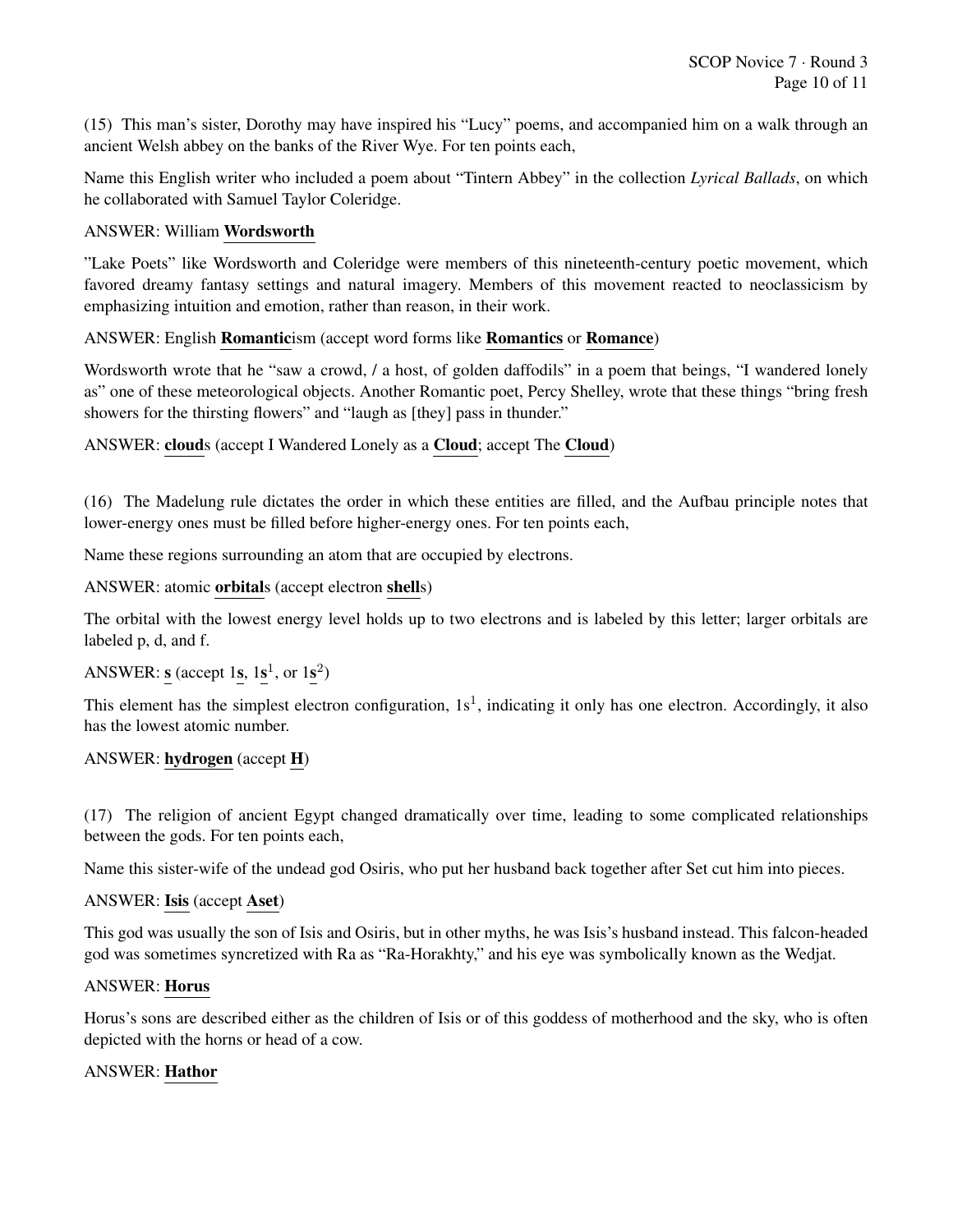(15) This man's sister, Dorothy may have inspired his "Lucy" poems, and accompanied him on a walk through an ancient Welsh abbey on the banks of the River Wye. For ten points each,

Name this English writer who included a poem about "Tintern Abbey" in the collection *Lyrical Ballads*, on which he collaborated with Samuel Taylor Coleridge.

ANSWER: William **Wordsworth**

"Lake Poets" like Wordsworth and Coleridge were members of this nineteenth-century poetic movement, which favored dreamy fantasy settings and natural imagery. Members of this movement reacted to neoclassicism by emphasizing intuition and emotion, rather than reason, in their work.

ANSWER: English **Romantic**ism (accept word forms like **Romantics** or **Romance**)

Wordsworth wrote that he "saw a crowd, / a host, of golden daffodils" in a poem that beings, "I wandered lonely as" one of these meteorological objects. Another Romantic poet, Percy Shelley, wrote that these things "bring fresh showers for the thirsting flowers" and "laugh as [they] pass in thunder."

ANSWER: **cloud**s (accept I Wandered Lonely as a **Cloud**; accept The **Cloud**)

(16) The Madelung rule dictates the order in which these entities are filled, and the Aufbau principle notes that lower-energy ones must be filled before higher-energy ones. For ten points each,

Name these regions surrounding an atom that are occupied by electrons.

ANSWER: atomic **orbital**s (accept electron **shell**s)

The orbital with the lowest energy level holds up to two electrons and is labeled by this letter; larger orbitals are labeled p, d, and f.

ANSWER: **s** (accept 1**s**, $1s^1$, or $1s^2$)

This element has the simplest electron configuration, $1s^1$, indicating it only has one electron. Accordingly, it also has the lowest atomic number.

ANSWER: **hydrogen** (accept **H**)

(17) The religion of ancient Egypt changed dramatically over time, leading to some complicated relationships between the gods. For ten points each,

Name this sister-wife of the undead god Osiris, who put her husband back together after Set cut him into pieces.

ANSWER: **Isis** (accept **Aset**)

This god was usually the son of Isis and Osiris, but in other myths, he was Isis's husband instead. This falcon-headed god was sometimes syncretized with Ra as "Ra-Horakhty," and his eye was symbolically known as the Wedjat.

ANSWER: **Horus**

Horus's sons are described either as the children of Isis or of this goddess of motherhood and the sky, who is often depicted with the horns or head of a cow.

ANSWER: **Hathor**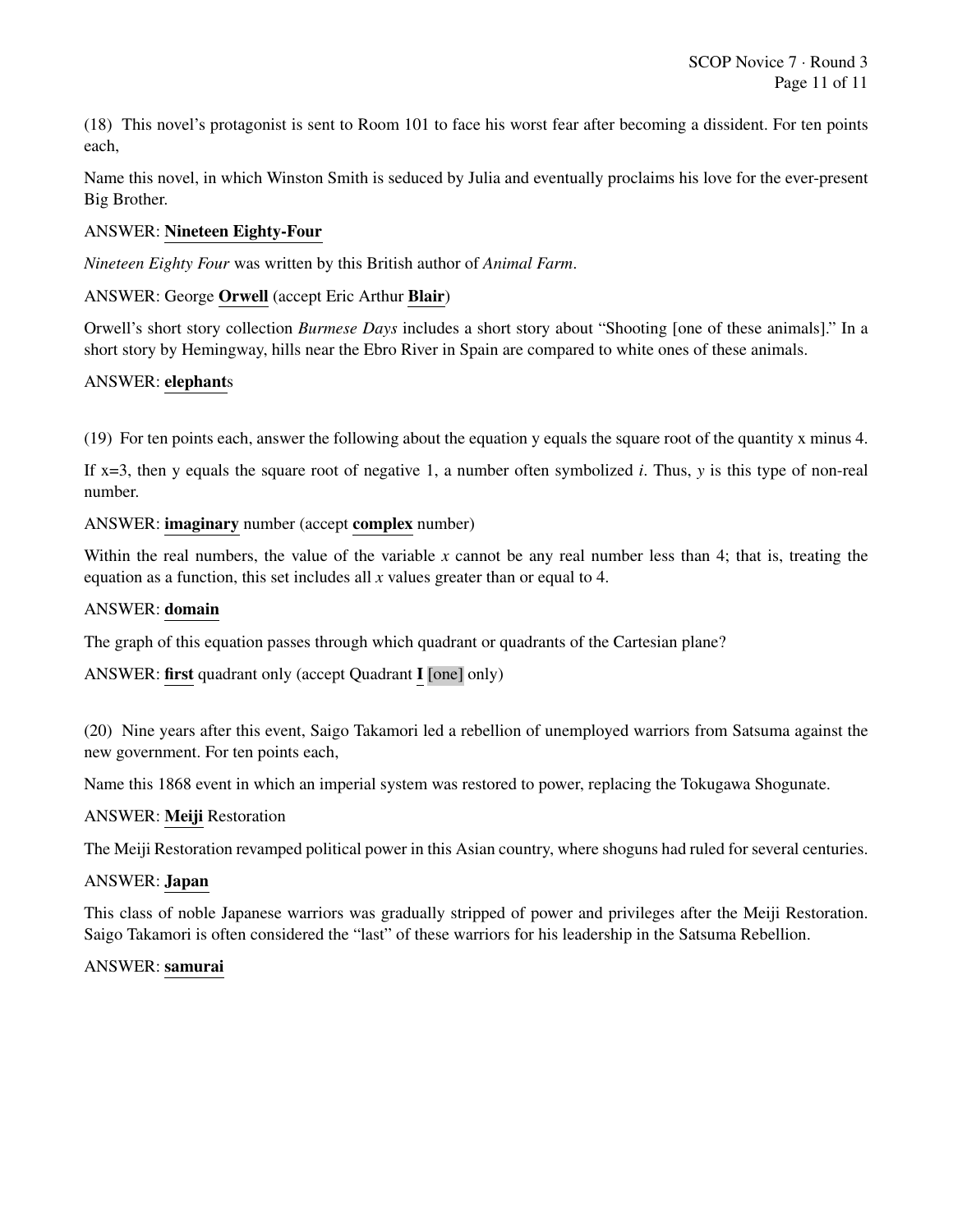(18) This novel's protagonist is sent to Room 101 to face his worst fear after becoming a dissident. For ten points each,

Name this novel, in which Winston Smith is seduced by Julia and eventually proclaims his love for the ever-present Big Brother.

ANSWER: **Nineteen Eighty-Four**

*Nineteen Eighty Four* was written by this British author of *Animal Farm*.

ANSWER: George **Orwell** (accept Eric Arthur **Blair**)

Orwell's short story collection *Burmese Days* includes a short story about "Shooting [one of these animals]." In a short story by Hemingway, hills near the Ebro River in Spain are compared to white ones of these animals.

ANSWER: **elephant**s

(19) For ten points each, answer the following about the equation y equals the square root of the quantity x minus 4.

If x=3, then y equals the square root of negative 1, a number often symbolized *i*. Thus, *y* is this type of non-real number.

ANSWER: **imaginary** number (accept **complex** number)

Within the real numbers, the value of the variable *x* cannot be any real number less than 4; that is, treating the equation as a function, this set includes all *x* values greater than or equal to 4.

ANSWER: **domain**

The graph of this equation passes through which quadrant or quadrants of the Cartesian plane?

ANSWER: **first** quadrant only (accept Quadrant **I** [one] only)

(20) Nine years after this event, Saigo Takamori led a rebellion of unemployed warriors from Satsuma against the new government. For ten points each,

Name this 1868 event in which an imperial system was restored to power, replacing the Tokugawa Shogunate.

ANSWER: **Meiji** Restoration

The Meiji Restoration revamped political power in this Asian country, where shoguns had ruled for several centuries.

ANSWER: **Japan**

This class of noble Japanese warriors was gradually stripped of power and privileges after the Meiji Restoration. Saigo Takamori is often considered the "last" of these warriors for his leadership in the Satsuma Rebellion.

ANSWER: **samurai**